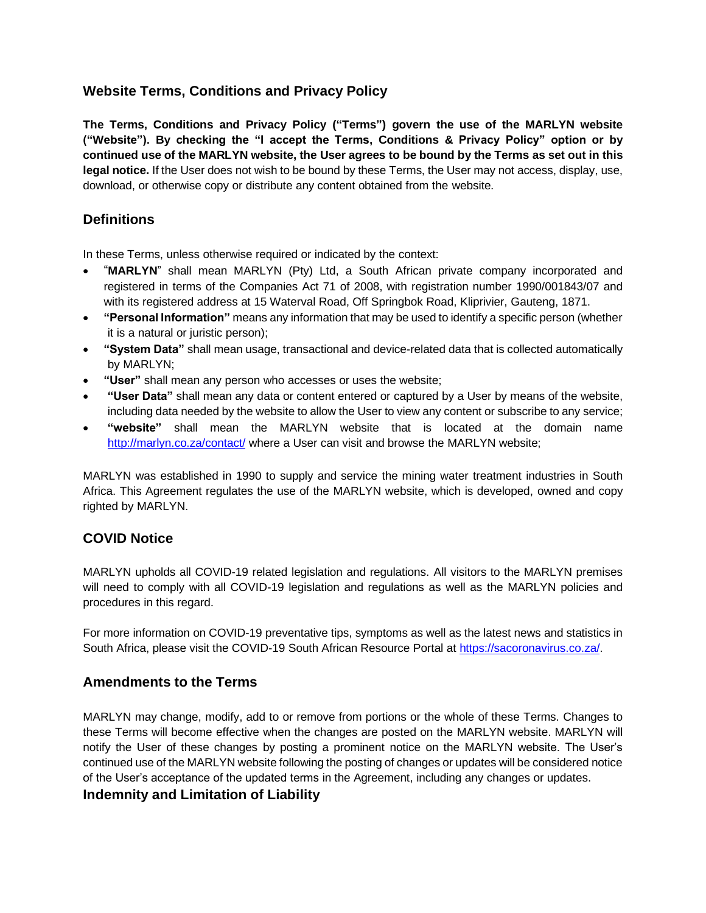# Website Terms, Conditions and Privacy Policy

**The Terms, Conditions and Privacy Policy ("Terms") govern the use of the MARLYN website ("Website"). By checking the "I accept the Terms, Conditions & Privacy Policy" option or by continued use of the MARLYN website, the User agrees to be bound by the Terms as set out in this legal notice.** If the User does not wish to be bound by these Terms, the User may not access, display, use, download, or otherwise copy or distribute any content obtained from the website.

## Definitions

In these Terms, unless otherwise required or indicated by the context:

- "**MARLYN**" shall mean MARLYN (Pty) Ltd, a South African private company incorporated and registered in terms of the Companies Act 71 of 2008, with registration number 1990/001843/07 and with its registered address at 15 Waterval Road, Off Springbok Road, Kliprivier, Gauteng, 1871.
- **"Personal Information"** means any information that may be used to identify a specific person (whether it is a natural or juristic person);
- **"System Data"** shall mean usage, transactional and device-related data that is collected automatically by MARLYN;
- **"User"** shall mean any person who accesses or uses the website;
- **"User Data"** shall mean any data or content entered or captured by a User by means of the website, including data needed by the website to allow the User to view any content or subscribe to any service;
- **"website"** shall mean the MARLYN website that is located at the domain name [http://marlyn.co.za/contact/](http://marlyn.co.za/contact/) where a User can visit and browse the MARLYN website;

MARLYN was established in 1990 to supply and service the mining water treatment industries in South Africa. This Agreement regulates the use of the MARLYN website, which is developed, owned and copy righted by MARLYN.

## COVID Notice

MARLYN upholds all COVID-19 related legislation and regulations. All visitors to the MARLYN premises will need to comply with all COVID-19 legislation and regulations as well as the MARLYN policies and procedures in this regard.

For more information on COVID-19 preventative tips, symptoms as well as the latest news and statistics in South Africa, please visit the COVID-19 South African Resource Portal at [https://sacoronavirus.co.za/](https://sacoronavirus.co.za/).

## Amendments to the Terms

MARLYN may change, modify, add to or remove from portions or the whole of these Terms. Changes to these Terms will become effective when the changes are posted on the MARLYN website. MARLYN will notify the User of these changes by posting a prominent notice on the MARLYN website. The User's continued use of the MARLYN website following the posting of changes or updates will be considered notice of the User's acceptance of the updated terms in the Agreement, including any changes or updates.

## Indemnity and Limitation of Liability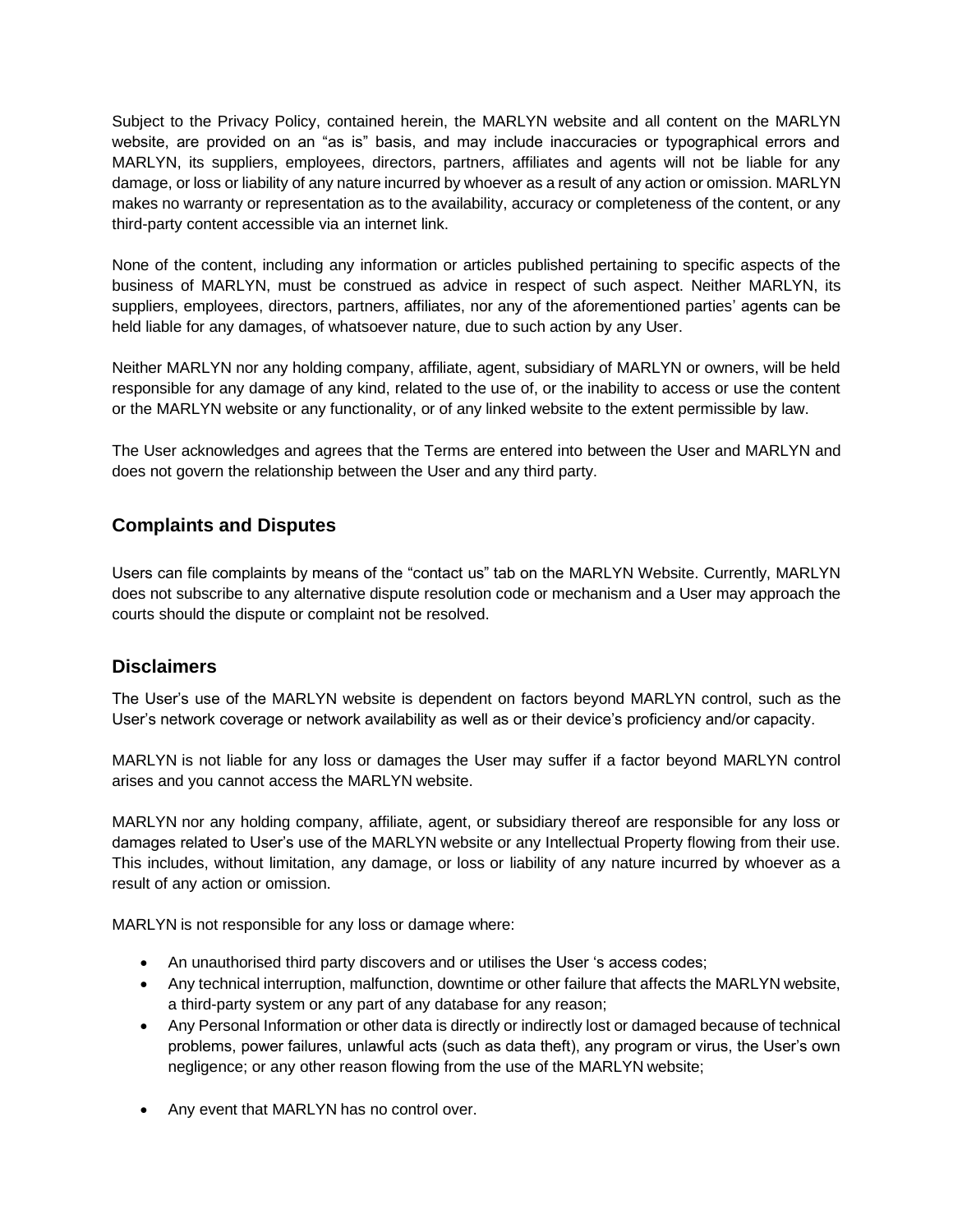Subject to the Privacy Policy, contained herein, the MARLYN website and all content on the MARLYN website, are provided on an "as is" basis, and may include inaccuracies or typographical errors and MARLYN, its suppliers, employees, directors, partners, affiliates and agents will not be liable for any damage, or loss or liability of any nature incurred by whoever as a result of any action or omission. MARLYN makes no warranty or representation as to the availability, accuracy or completeness of the content, or any third-party content accessible via an internet link.

None of the content, including any information or articles published pertaining to specific aspects of the business of MARLYN, must be construed as advice in respect of such aspect. Neither MARLYN, its suppliers, employees, directors, partners, affiliates, nor any of the aforementioned parties' agents can be held liable for any damages, of whatsoever nature, due to such action by any User.

Neither MARLYN nor any holding company, affiliate, agent, subsidiary of MARLYN or owners, will be held responsible for any damage of any kind, related to the use of, or the inability to access or use the content or the MARLYN website or any functionality, or of any linked website to the extent permissible by law.

The User acknowledges and agrees that the Terms are entered into between the User and MARLYN and does not govern the relationship between the User and any third party.

## Complaints and Disputes

Users can file complaints by means of the "contact us" tab on the MARLYN Website. Currently, MARLYN does not subscribe to any alternative dispute resolution code or mechanism and a User may approach the courts should the dispute or complaint not be resolved.

## Disclaimers

The User's use of the MARLYN website is dependent on factors beyond MARLYN control, such as the User's network coverage or network availability as well as or their device's proficiency and/or capacity.

MARLYN is not liable for any loss or damages the User may suffer if a factor beyond MARLYN control arises and you cannot access the MARLYN website.

MARLYN nor any holding company, affiliate, agent, or subsidiary thereof are responsible for any loss or damages related to User's use of the MARLYN website or any Intellectual Property flowing from their use. This includes, without limitation, any damage, or loss or liability of any nature incurred by whoever as a result of any action or omission.

MARLYN is not responsible for any loss or damage where:

- An unauthorised third party discovers and or utilises the User 's access codes;
- Any technical interruption, malfunction, downtime or other failure that affects the MARLYN website, a third-party system or any part of any database for any reason;
- Any Personal Information or other data is directly or indirectly lost or damaged because of technical problems, power failures, unlawful acts (such as data theft), any program or virus, the User's own negligence; or any other reason flowing from the use of the MARLYN website;
- Any event that MARLYN has no control over.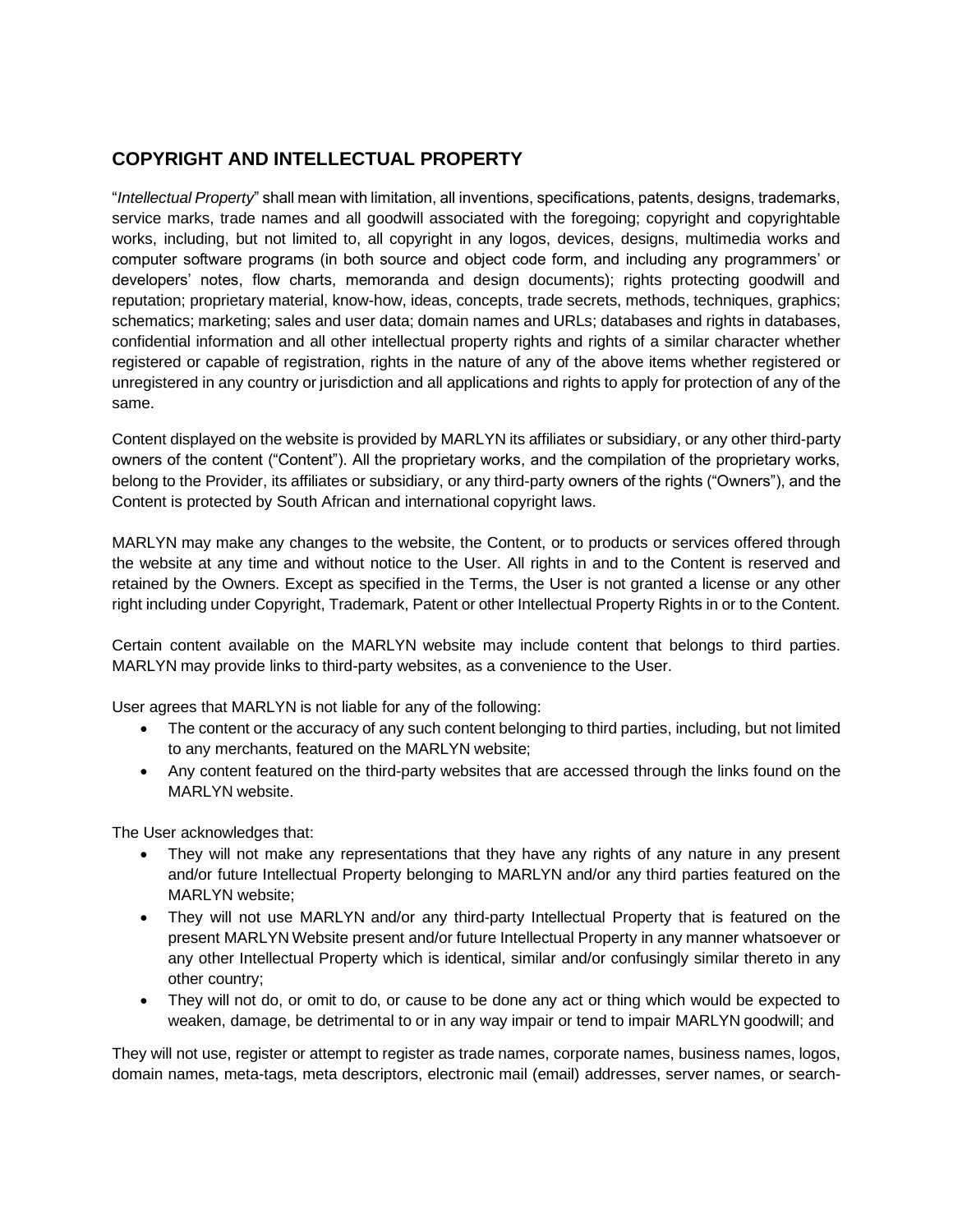## COPYRIGHT AND INTELLECTUAL PROPERTY

"*Intellectual Property*" shall mean with limitation, all inventions, specifications, patents, designs, trademarks, service marks, trade names and all goodwill associated with the foregoing; copyright and copyrightable works, including, but not limited to, all copyright in any logos, devices, designs, multimedia works and computer software programs (in both source and object code form, and including any programmers' or developers' notes, flow charts, memoranda and design documents); rights protecting goodwill and reputation; proprietary material, know-how, ideas, concepts, trade secrets, methods, techniques, graphics; schematics; marketing; sales and user data; domain names and URLs; databases and rights in databases, confidential information and all other intellectual property rights and rights of a similar character whether registered or capable of registration, rights in the nature of any of the above items whether registered or unregistered in any country or jurisdiction and all applications and rights to apply for protection of any of the same.

Content displayed on the website is provided by MARLYN its affiliates or subsidiary, or any other third-party owners of the content ("Content"). All the proprietary works, and the compilation of the proprietary works, belong to the Provider, its affiliates or subsidiary, or any third-party owners of the rights ("Owners"), and the Content is protected by South African and international copyright laws.

MARLYN may make any changes to the website, the Content, or to products or services offered through the website at any time and without notice to the User. All rights in and to the Content is reserved and retained by the Owners. Except as specified in the Terms, the User is not granted a license or any other right including under Copyright, Trademark, Patent or other Intellectual Property Rights in or to the Content.

Certain content available on the MARLYN website may include content that belongs to third parties. MARLYN may provide links to third-party websites, as a convenience to the User.

User agrees that MARLYN is not liable for any of the following:

- The content or the accuracy of any such content belonging to third parties, including, but not limited to any merchants, featured on the MARLYN website;
- Any content featured on the third-party websites that are accessed through the links found on the MARLYN website.

The User acknowledges that:

- They will not make any representations that they have any rights of any nature in any present and/or future Intellectual Property belonging to MARLYN and/or any third parties featured on the MARLYN website;
- They will not use MARLYN and/or any third-party Intellectual Property that is featured on the present MARLYN Website present and/or future Intellectual Property in any manner whatsoever or any other Intellectual Property which is identical, similar and/or confusingly similar thereto in any other country;
- They will not do, or omit to do, or cause to be done any act or thing which would be expected to weaken, damage, be detrimental to or in any way impair or tend to impair MARLYN goodwill; and

They will not use, register or attempt to register as trade names, corporate names, business names, logos, domain names, meta-tags, meta descriptors, electronic mail (email) addresses, server names, or search-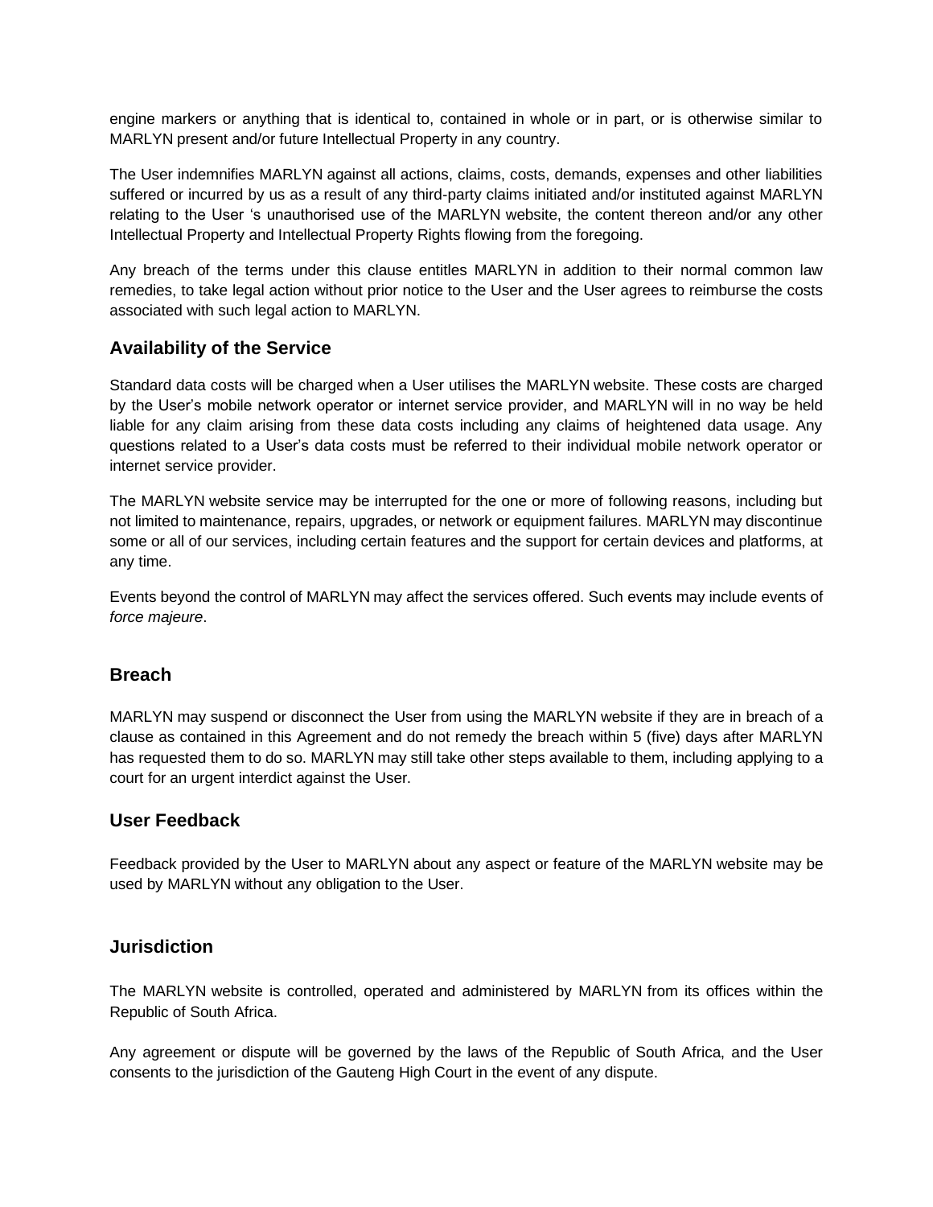engine markers or anything that is identical to, contained in whole or in part, or is otherwise similar to MARLYN present and/or future Intellectual Property in any country.

The User indemnifies MARLYN against all actions, claims, costs, demands, expenses and other liabilities suffered or incurred by us as a result of any third-party claims initiated and/or instituted against MARLYN relating to the User 's unauthorised use of the MARLYN website, the content thereon and/or any other Intellectual Property and Intellectual Property Rights flowing from the foregoing.

Any breach of the terms under this clause entitles MARLYN in addition to their normal common law remedies, to take legal action without prior notice to the User and the User agrees to reimburse the costs associated with such legal action to MARLYN.

## Availability of the Service

Standard data costs will be charged when a User utilises the MARLYN website. These costs are charged by the User's mobile network operator or internet service provider, and MARLYN will in no way be held liable for any claim arising from these data costs including any claims of heightened data usage. Any questions related to a User's data costs must be referred to their individual mobile network operator or internet service provider.

The MARLYN website service may be interrupted for the one or more of following reasons, including but not limited to maintenance, repairs, upgrades, or network or equipment failures. MARLYN may discontinue some or all of our services, including certain features and the support for certain devices and platforms, at any time.

Events beyond the control of MARLYN may affect the services offered. Such events may include events of *force majeure*.

## Breach

MARLYN may suspend or disconnect the User from using the MARLYN website if they are in breach of a clause as contained in this Agreement and do not remedy the breach within 5 (five) days after MARLYN has requested them to do so. MARLYN may still take other steps available to them, including applying to a court for an urgent interdict against the User.

## User Feedback

Feedback provided by the User to MARLYN about any aspect or feature of the MARLYN website may be used by MARLYN without any obligation to the User.

## Jurisdiction

The MARLYN website is controlled, operated and administered by MARLYN from its offices within the Republic of South Africa.

Any agreement or dispute will be governed by the laws of the Republic of South Africa, and the User consents to the jurisdiction of the Gauteng High Court in the event of any dispute.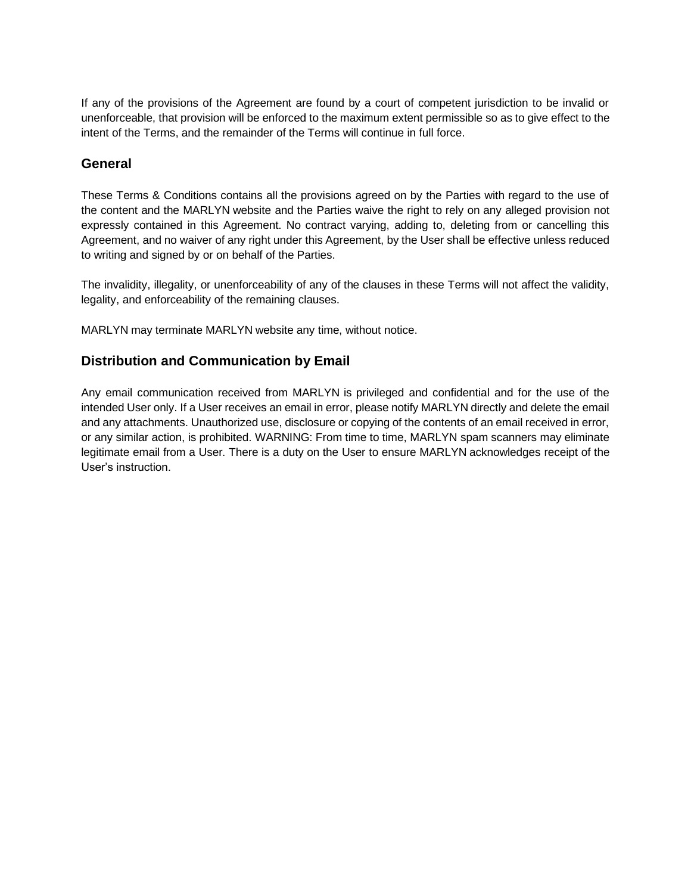If any of the provisions of the Agreement are found by a court of competent jurisdiction to be invalid or unenforceable, that provision will be enforced to the maximum extent permissible so as to give effect to the intent of the Terms, and the remainder of the Terms will continue in full force.

## General

These Terms & Conditions contains all the provisions agreed on by the Parties with regard to the use of the content and the MARLYN website and the Parties waive the right to rely on any alleged provision not expressly contained in this Agreement. No contract varying, adding to, deleting from or cancelling this Agreement, and no waiver of any right under this Agreement, by the User shall be effective unless reduced to writing and signed by or on behalf of the Parties.

The invalidity, illegality, or unenforceability of any of the clauses in these Terms will not affect the validity, legality, and enforceability of the remaining clauses.

MARLYN may terminate MARLYN website any time, without notice.

## Distribution and Communication by Email

Any email communication received from MARLYN is privileged and confidential and for the use of the intended User only. If a User receives an email in error, please notify MARLYN directly and delete the email and any attachments. Unauthorized use, disclosure or copying of the contents of an email received in error, or any similar action, is prohibited. WARNING: From time to time, MARLYN spam scanners may eliminate legitimate email from a User. There is a duty on the User to ensure MARLYN acknowledges receipt of the User's instruction.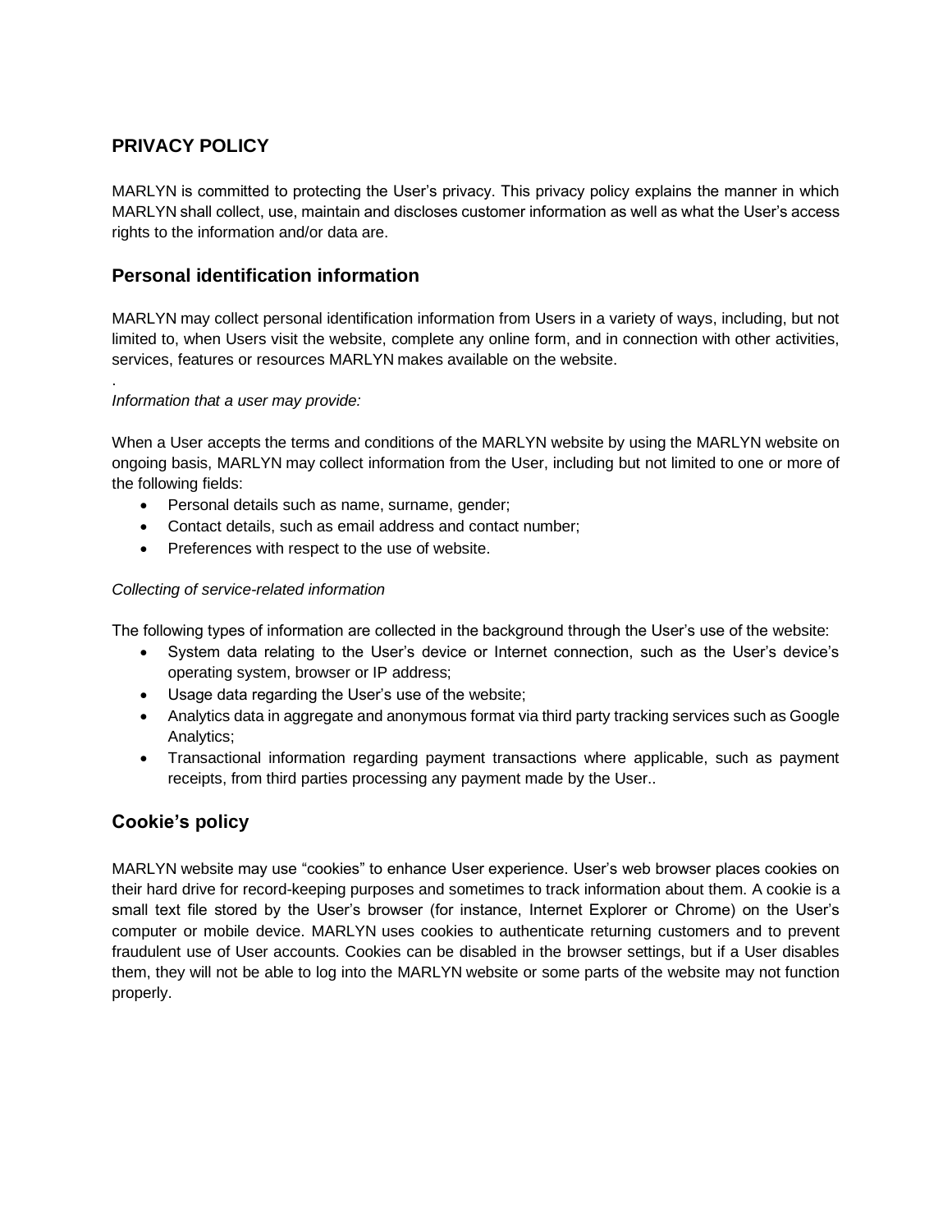## PRIVACY POLICY

MARLYN is committed to protecting the User's privacy. This privacy policy explains the manner in which MARLYN shall collect, use, maintain and discloses customer information as well as what the User's access rights to the information and/or data are.

## Personal identification information

MARLYN may collect personal identification information from Users in a variety of ways, including, but not limited to, when Users visit the website, complete any online form, and in connection with other activities, services, features or resources MARLYN makes available on the website.

.

*Information that a user may provide:*

When a User accepts the terms and conditions of the MARLYN website by using the MARLYN website on ongoing basis, MARLYN may collect information from the User, including but not limited to one or more of the following fields:

- Personal details such as name, surname, gender;
- Contact details, such as email address and contact number;
- Preferences with respect to the use of website.

*Collecting of service-related information*

The following types of information are collected in the background through the User's use of the website:

- System data relating to the User's device or Internet connection, such as the User's device's operating system, browser or IP address;
- Usage data regarding the User's use of the website;
- Analytics data in aggregate and anonymous format via third party tracking services such as Google Analytics;
- Transactional information regarding payment transactions where applicable, such as payment receipts, from third parties processing any payment made by the User..

## Cookie's policy

MARLYN website may use "cookies" to enhance User experience. User's web browser places cookies on their hard drive for record-keeping purposes and sometimes to track information about them. A cookie is a small text file stored by the User's browser (for instance, Internet Explorer or Chrome) on the User's computer or mobile device. MARLYN uses cookies to authenticate returning customers and to prevent fraudulent use of User accounts. Cookies can be disabled in the browser settings, but if a User disables them, they will not be able to log into the MARLYN website or some parts of the website may not function properly.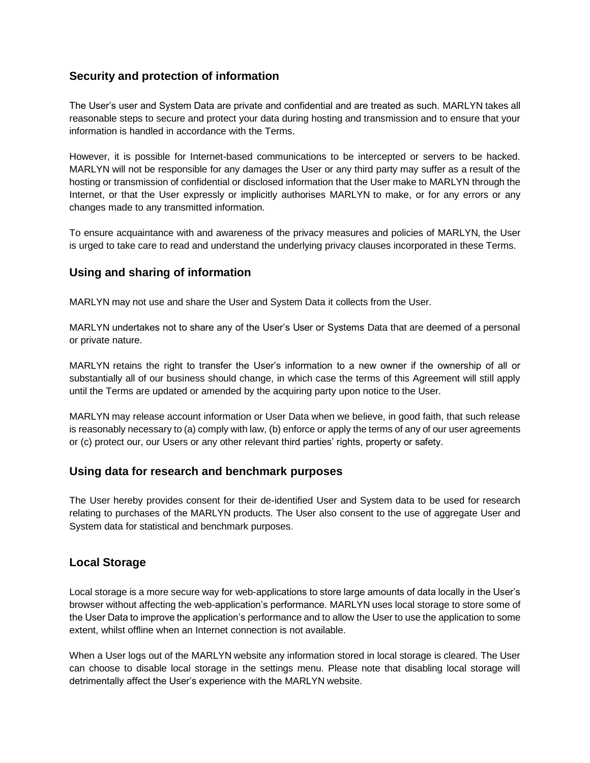## Security and protection of information

The User's user and System Data are private and confidential and are treated as such. MARLYN takes all reasonable steps to secure and protect your data during hosting and transmission and to ensure that your information is handled in accordance with the Terms.

However, it is possible for Internet-based communications to be intercepted or servers to be hacked. MARLYN will not be responsible for any damages the User or any third party may suffer as a result of the hosting or transmission of confidential or disclosed information that the User make to MARLYN through the Internet, or that the User expressly or implicitly authorises MARLYN to make, or for any errors or any changes made to any transmitted information.

To ensure acquaintance with and awareness of the privacy measures and policies of MARLYN, the User is urged to take care to read and understand the underlying privacy clauses incorporated in these Terms.

## Using and sharing of information

MARLYN may not use and share the User and System Data it collects from the User.

MARLYN undertakes not to share any of the User's User or Systems Data that are deemed of a personal or private nature.

MARLYN retains the right to transfer the User's information to a new owner if the ownership of all or substantially all of our business should change, in which case the terms of this Agreement will still apply until the Terms are updated or amended by the acquiring party upon notice to the User.

MARLYN may release account information or User Data when we believe, in good faith, that such release is reasonably necessary to (a) comply with law, (b) enforce or apply the terms of any of our user agreements or (c) protect our, our Users or any other relevant third parties' rights, property or safety.

## Using data for research and benchmark purposes

The User hereby provides consent for their de-identified User and System data to be used for research relating to purchases of the MARLYN products. The User also consent to the use of aggregate User and System data for statistical and benchmark purposes.

## Local Storage

Local storage is a more secure way for web-applications to store large amounts of data locally in the User's browser without affecting the web-application's performance. MARLYN uses local storage to store some of the User Data to improve the application's performance and to allow the User to use the application to some extent, whilst offline when an Internet connection is not available.

When a User logs out of the MARLYN website any information stored in local storage is cleared. The User can choose to disable local storage in the settings menu. Please note that disabling local storage will detrimentally affect the User's experience with the MARLYN website.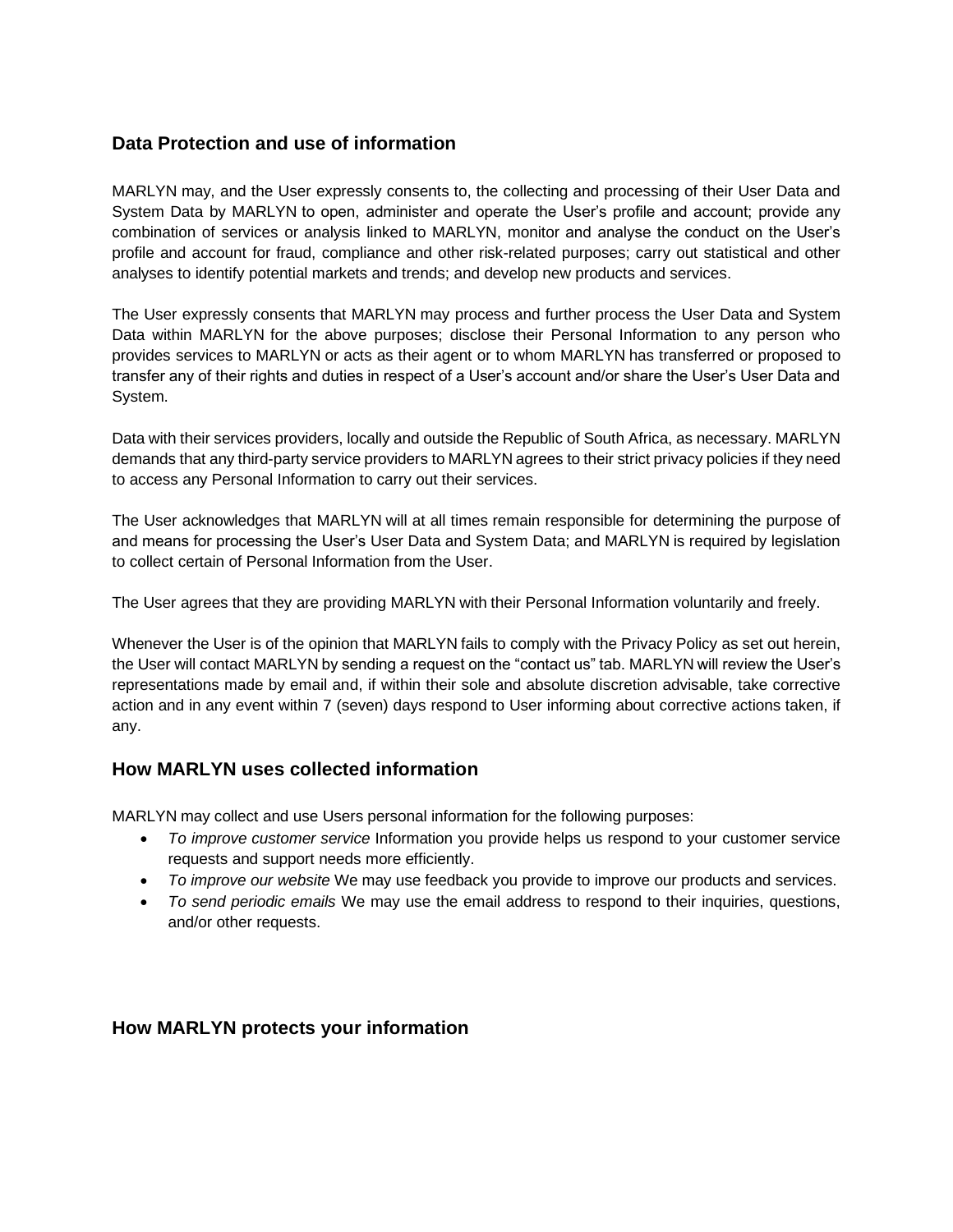## Data Protection and use of information

MARLYN may, and the User expressly consents to, the collecting and processing of their User Data and System Data by MARLYN to open, administer and operate the User's profile and account; provide any combination of services or analysis linked to MARLYN, monitor and analyse the conduct on the User's profile and account for fraud, compliance and other risk-related purposes; carry out statistical and other analyses to identify potential markets and trends; and develop new products and services.

The User expressly consents that MARLYN may process and further process the User Data and System Data within MARLYN for the above purposes; disclose their Personal Information to any person who provides services to MARLYN or acts as their agent or to whom MARLYN has transferred or proposed to transfer any of their rights and duties in respect of a User's account and/or share the User's User Data and System.

Data with their services providers, locally and outside the Republic of South Africa, as necessary. MARLYN demands that any third-party service providers to MARLYN agrees to their strict privacy policies if they need to access any Personal Information to carry out their services.

The User acknowledges that MARLYN will at all times remain responsible for determining the purpose of and means for processing the User's User Data and System Data; and MARLYN is required by legislation to collect certain of Personal Information from the User.

The User agrees that they are providing MARLYN with their Personal Information voluntarily and freely.

Whenever the User is of the opinion that MARLYN fails to comply with the Privacy Policy as set out herein, the User will contact MARLYN by sending a request on the "contact us" tab. MARLYN will review the User's representations made by email and, if within their sole and absolute discretion advisable, take corrective action and in any event within 7 (seven) days respond to User informing about corrective actions taken, if any.

## How MARLYN uses collected information

MARLYN may collect and use Users personal information for the following purposes:

- *To improve customer service* Information you provide helps us respond to your customer service requests and support needs more efficiently.
- *To improve our website* We may use feedback you provide to improve our products and services.
- *To send periodic emails* We may use the email address to respond to their inquiries, questions, and/or other requests.

## How MARLYN protects your information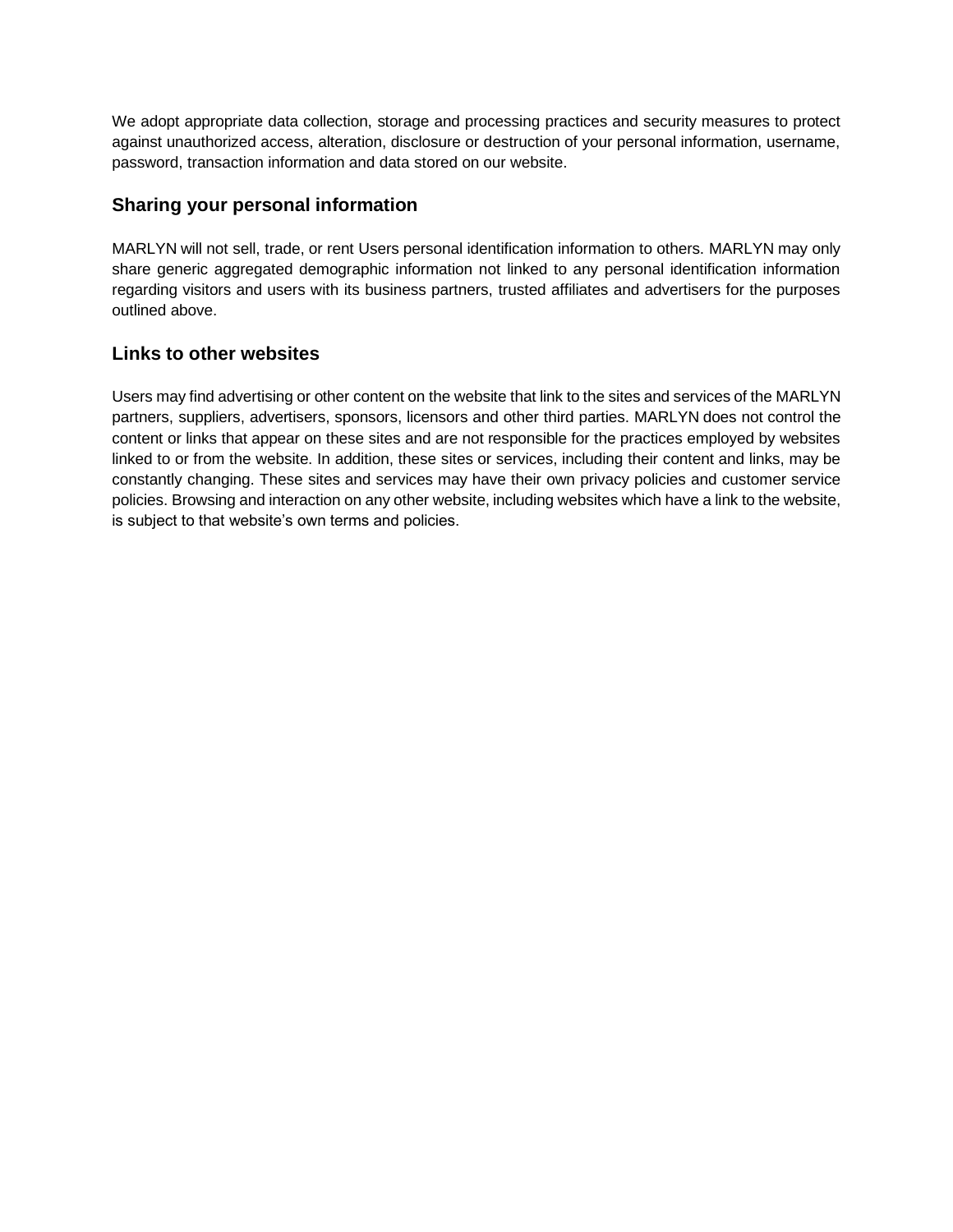We adopt appropriate data collection, storage and processing practices and security measures to protect against unauthorized access, alteration, disclosure or destruction of your personal information, username, password, transaction information and data stored on our website.

## Sharing your personal information

MARLYN will not sell, trade, or rent Users personal identification information to others. MARLYN may only share generic aggregated demographic information not linked to any personal identification information regarding visitors and users with its business partners, trusted affiliates and advertisers for the purposes outlined above.

## Links to other websites

Users may find advertising or other content on the website that link to the sites and services of the MARLYN partners, suppliers, advertisers, sponsors, licensors and other third parties. MARLYN does not control the content or links that appear on these sites and are not responsible for the practices employed by websites linked to or from the website. In addition, these sites or services, including their content and links, may be constantly changing. These sites and services may have their own privacy policies and customer service policies. Browsing and interaction on any other website, including websites which have a link to the website, is subject to that website's own terms and policies.